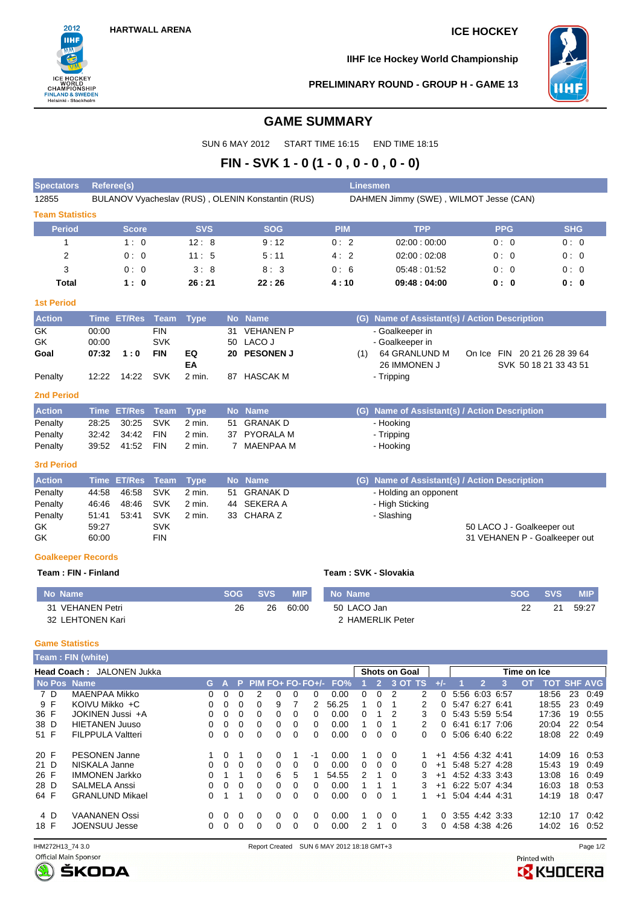HARTWALL ARENA

ICE HOCKEY

IIHF Ice Hockey World Championship

PRELIMINARY ROUND - GROUP H - GAME 13

# GAME SUMMARY

SUN 6 MAY 2012 START TIME 16:15 END TIME 18:15

## FIN - SVK 1 - 0 (1 - 0 , 0 - 0 , 0 - 0)

| Spectators | Referee(s) | Linesmen |
|---|---|---|
| 12855 | BULANOV Vyacheslav (RUS) , OLENIN Konstantin (RUS) | DAHMEN Jimmy (SWE) , WILMOT Jesse (CAN) |

### Team Statistics

| Period | Score | SVS | SOG | PIM | TPP | PPG | SHG |
|---|---|---|---|---|---|---|---|
| 1 | 1 : 0 | 12 : 8 | 9 : 12 | 0 : 2 | 02:00 : 00:00 | 0 : 0 | 0 : 0 |
| 2 | 0 : 0 | 11 : 5 | 5 : 11 | 4 : 2 | 02:00 : 02:08 | 0 : 0 | 0 : 0 |
| 3 | 0 : 0 | 3 : 8 | 8 : 3 | 0 : 6 | 05:48 : 01:52 | 0 : 0 | 0 : 0 |
| **Total** | **1 : 0** | **26 : 21** | **22 : 26** | **4 : 10** | **09:48 : 04:00** | **0 : 0** | **0 : 0** |

### 1st Period

| Action | Time | ET/Res | Team | Type | No | Name | (G) | Name of Assistant(s) / Action Description | |
|---|---|---|---|---|---|---|---|---|---|
| GK | 00:00 | | FIN | | 31 | VEHANEN P | | - Goalkeeper in | |
| GK | 00:00 | | SVK | | 50 | LACO J | | - Goalkeeper in | |
| **Goal** | **07:32** | **1 : 0** | **FIN** | **EQ EA** | **20** | **PESONEN J** | (1) | 64 GRANLUND M<br>26 IMMONEN J | On Ice FIN 20 21 26 28 39 64<br>SVK 50 18 21 33 43 51 |
| Penalty | 12:22 | 14:22 | SVK | 2 min. | 87 | HASCAK M | | - Tripping | |

### 2nd Period

| Action | Time | ET/Res | Team | Type | No | Name | (G) | Name of Assistant(s) / Action Description |
|---|---|---|---|---|---|---|---|---|
| Penalty | 28:25 | 30:25 | SVK | 2 min. | 51 | GRANAK D | | - Hooking |
| Penalty | 32:42 | 34:42 | FIN | 2 min. | 37 | PYORALA M | | - Tripping |
| Penalty | 39:52 | 41:52 | FIN | 2 min. | 7 | MAENPAA M | | - Hooking |

### 3rd Period

| Action | Time | ET/Res | Team | Type | No | Name | (G) | Name of Assistant(s) / Action Description |
|---|---|---|---|---|---|---|---|---|
| Penalty | 44:58 | 46:58 | SVK | 2 min. | 51 | GRANAK D | | - Holding an opponent |
| Penalty | 46:46 | 48:46 | SVK | 2 min. | 44 | SEKERA A | | - High Sticking |
| Penalty | 51:41 | 53:41 | SVK | 2 min. | 33 | CHARA Z | | - Slashing |
| GK | 59:27 | | SVK | | | | | 50 LACO J - Goalkeeper out |
| GK | 60:00 | | FIN | | | | | 31 VEHANEN P - Goalkeeper out |

### Goalkeeper Records

**Team : FIN - Finland**

| No | Name | SOG | SVS | MIP |
|---|---|---|---|---|
| 31 | VEHANEN Petri | 26 | 26 | 60:00 |
| 32 | LEHTONEN Kari | | | |

**Team : SVK - Slovakia**

| No | Name | SOG | SVS | MIP |
|---|---|---|---|---|
| 50 | LACO Jan | 22 | 21 | 59:27 |
| 2 | HAMERLIK Peter | | | |

### Game Statistics

**Team : FIN (white)**

**Head Coach :** JALONEN Jukka

| No | Pos | Name | G | A | P | PIM | FO+ | FO- | FO+/- | FO% | SOG 1 | SOG 2 | SOG 3 | SOG OT | SOG TS | +/- | TOI 1 | TOI 2 | TOI 3 | TOI OT | TOI TOT | SHF | AVG |
|---|---|---|---|---|---|---|---|---|---|---|---|---|---|---|---|---|---|---|---|---|---|---|---|
| 7 | D | MAENPAA Mikko | 0 | 0 | 0 | 2 | 0 | 0 | 0 | 0.00 | 0 | 0 | 2 | | 2 | 0 | 5:56 | 6:03 | 6:57 | | 18:56 | 23 | 0:49 |
| 9 | F | KOIVU Mikko +C | 0 | 0 | 0 | 0 | 9 | 7 | 2 | 56.25 | 1 | 0 | 1 | | 2 | 0 | 5:47 | 6:27 | 6:41 | | 18:55 | 23 | 0:49 |
| 36 | F | JOKINEN Jussi +A | 0 | 0 | 0 | 0 | 0 | 0 | 0 | 0.00 | 0 | 1 | 2 | | 3 | 0 | 5:43 | 5:59 | 5:54 | | 17:36 | 19 | 0:55 |
| 38 | D | HIETANEN Juuso | 0 | 0 | 0 | 0 | 0 | 0 | 0 | 0.00 | 1 | 0 | 1 | | 2 | 0 | 6:41 | 6:17 | 7:06 | | 20:04 | 22 | 0:54 |
| 51 | F | FILPPULA Valtteri | 0 | 0 | 0 | 0 | 0 | 0 | 0 | 0.00 | 0 | 0 | 0 | | 0 | 0 | 5:06 | 6:40 | 6:22 | | 18:08 | 22 | 0:49 |
| 20 | F | PESONEN Janne | 1 | 0 | 1 | 0 | 0 | 1 | -1 | 0.00 | 1 | 0 | 0 | | 1 | +1 | 4:56 | 4:32 | 4:41 | | 14:09 | 16 | 0:53 |
| 21 | D | NISKALA Janne | 0 | 0 | 0 | 0 | 0 | 0 | 0 | 0.00 | 0 | 0 | 0 | | 0 | +1 | 5:48 | 5:27 | 4:28 | | 15:43 | 19 | 0:49 |
| 26 | F | IMMONEN Jarkko | 0 | 1 | 1 | 0 | 6 | 5 | 1 | 54.55 | 2 | 1 | 0 | | 3 | +1 | 4:52 | 4:33 | 3:43 | | 13:08 | 16 | 0:49 |
| 28 | D | SALMELA Anssi | 0 | 0 | 0 | 0 | 0 | 0 | 0 | 0.00 | 1 | 1 | 1 | | 3 | +1 | 6:22 | 5:07 | 4:34 | | 16:03 | 18 | 0:53 |
| 64 | F | GRANLUND Mikael | 0 | 1 | 1 | 0 | 0 | 0 | 0 | 0.00 | 0 | 0 | 1 | | 1 | +1 | 5:04 | 4:44 | 4:31 | | 14:19 | 18 | 0:47 |
| 4 | D | VAANANEN Ossi | 0 | 0 | 0 | 0 | 0 | 0 | 0 | 0.00 | 1 | 0 | 0 | | 1 | 0 | 3:55 | 4:42 | 3:33 | | 12:10 | 17 | 0:42 |
| 18 | F | JOENSUU Jesse | 0 | 0 | 0 | 0 | 0 | 0 | 0 | 0.00 | 2 | 1 | 0 | | 3 | 0 | 4:58 | 4:38 | 4:26 | | 14:02 | 16 | 0:52 |

IHM272H13_74 3.0 Report Created SUN 6 MAY 2012 18:18 GMT+3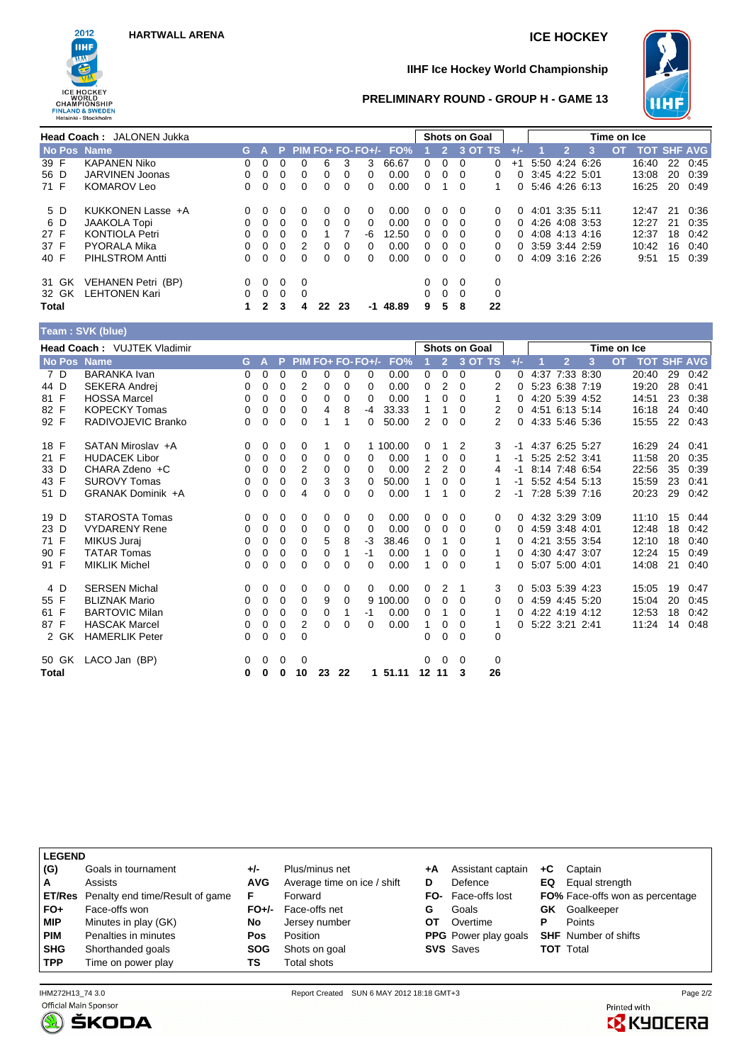HARTWALL ARENA

ICE HOCKEY

IIHF Ice Hockey World Championship

PRELIMINARY ROUND - GROUP H - GAME 13

**Head Coach :** JALONEN Jukka

| No | Pos | Name | G | A | P | PIM | FO+ | FO- | FO+/- | FO% | SOG 1 | SOG 2 | SOG 3 | SOG OT | TS | +/- | TOI 1 | TOI 2 | TOI 3 | TOI OT | TOT | SHF | AVG |
|---|---|---|---|---|---|---|---|---|---|---|---|---|---|---|---|---|---|---|---|---|---|---|---|
| 39 | F | KAPANEN Niko | 0 | 0 | 0 | 0 | 6 | 3 | 3 | 66.67 | 0 | 0 | 0 | | 0 | +1 | 5:50 | 4:24 | 6:26 | | 16:40 | 22 | 0:45 |
| 56 | D | JARVINEN Joonas | 0 | 0 | 0 | 0 | 0 | 0 | 0 | 0.00 | 0 | 0 | 0 | | 0 | 0 | 3:45 | 4:22 | 5:01 | | 13:08 | 20 | 0:39 |
| 71 | F | KOMAROV Leo | 0 | 0 | 0 | 0 | 0 | 0 | 0 | 0.00 | 0 | 1 | 0 | | 1 | 0 | 5:46 | 4:26 | 6:13 | | 16:25 | 20 | 0:49 |
| 5 | D | KUKKONEN Lasse +A | 0 | 0 | 0 | 0 | 0 | 0 | 0 | 0.00 | 0 | 0 | 0 | | 0 | 0 | 4:01 | 3:35 | 5:11 | | 12:47 | 21 | 0:36 |
| 6 | D | JAAKOLA Topi | 0 | 0 | 0 | 0 | 0 | 0 | 0 | 0.00 | 0 | 0 | 0 | | 0 | 0 | 4:26 | 4:08 | 3:53 | | 12:27 | 21 | 0:35 |
| 27 | F | KONTIOLA Petri | 0 | 0 | 0 | 0 | 1 | 7 | -6 | 12.50 | 0 | 0 | 0 | | 0 | 0 | 4:08 | 4:13 | 4:16 | | 12:37 | 18 | 0:42 |
| 37 | F | PYORALA Mika | 0 | 0 | 0 | 2 | 0 | 0 | 0 | 0.00 | 0 | 0 | 0 | | 0 | 0 | 3:59 | 3:44 | 2:59 | | 10:42 | 16 | 0:40 |
| 40 | F | PIHLSTROM Antti | 0 | 0 | 0 | 0 | 0 | 0 | 0 | 0.00 | 0 | 0 | 0 | | 0 | 0 | 4:09 | 3:16 | 2:26 | | 9:51 | 15 | 0:39 |
| 31 | GK | VEHANEN Petri (BP) | 0 | 0 | 0 | 0 | | | | | 0 | 0 | 0 | | 0 | | | | | | | | |
| 32 | GK | LEHTONEN Kari | 0 | 0 | 0 | 0 | | | | | 0 | 0 | 0 | | 0 | | | | | | | | |
| **Total** | | | **1** | **2** | **3** | **4** | **22** | **23** | **-1** | **48.89** | **9** | **5** | **8** | | **22** | | | | | | | | |

## Team : SVK (blue)

**Head Coach :** VUJTEK Vladimir

| No | Pos | Name | G | A | P | PIM | FO+ | FO- | FO+/- | FO% | SOG 1 | SOG 2 | SOG 3 | SOG OT | TS | +/- | TOI 1 | TOI 2 | TOI 3 | TOI OT | TOT | SHF | AVG |
|---|---|---|---|---|---|---|---|---|---|---|---|---|---|---|---|---|---|---|---|---|---|---|---|
| 7 | D | BARANKA Ivan | 0 | 0 | 0 | 0 | 0 | 0 | 0 | 0.00 | 0 | 0 | 0 | | 0 | 0 | 4:37 | 7:33 | 8:30 | | 20:40 | 29 | 0:42 |
| 44 | D | SEKERA Andrej | 0 | 0 | 0 | 2 | 0 | 0 | 0 | 0.00 | 0 | 2 | 0 | | 2 | 0 | 5:23 | 6:38 | 7:19 | | 19:20 | 28 | 0:41 |
| 81 | F | HOSSA Marcel | 0 | 0 | 0 | 0 | 0 | 0 | 0 | 0.00 | 1 | 0 | 0 | | 1 | 0 | 4:20 | 5:39 | 4:52 | | 14:51 | 23 | 0:38 |
| 82 | F | KOPECKY Tomas | 0 | 0 | 0 | 0 | 4 | 8 | -4 | 33.33 | 1 | 1 | 0 | | 2 | 0 | 4:51 | 6:13 | 5:14 | | 16:18 | 24 | 0:40 |
| 92 | F | RADIVOJEVIC Branko | 0 | 0 | 0 | 0 | 1 | 1 | 0 | 50.00 | 2 | 0 | 0 | | 2 | 0 | 4:33 | 5:46 | 5:36 | | 15:55 | 22 | 0:43 |
| 18 | F | SATAN Miroslav +A | 0 | 0 | 0 | 0 | 1 | 0 | 1 | 100.00 | 0 | 1 | 2 | | 3 | -1 | 4:37 | 6:25 | 5:27 | | 16:29 | 24 | 0:41 |
| 21 | F | HUDACEK Libor | 0 | 0 | 0 | 0 | 0 | 0 | 0 | 0.00 | 1 | 0 | 0 | | 1 | -1 | 5:25 | 2:52 | 3:41 | | 11:58 | 20 | 0:35 |
| 33 | D | CHARA Zdeno +C | 0 | 0 | 0 | 2 | 0 | 0 | 0 | 0.00 | 2 | 2 | 0 | | 4 | -1 | 8:14 | 7:48 | 6:54 | | 22:56 | 35 | 0:39 |
| 43 | F | SUROVY Tomas | 0 | 0 | 0 | 0 | 3 | 3 | 0 | 50.00 | 1 | 0 | 0 | | 1 | -1 | 5:52 | 4:54 | 5:13 | | 15:59 | 23 | 0:41 |
| 51 | D | GRANAK Dominik +A | 0 | 0 | 0 | 4 | 0 | 0 | 0 | 0.00 | 1 | 1 | 0 | | 2 | -1 | 7:28 | 5:39 | 7:16 | | 20:23 | 29 | 0:42 |
| 19 | D | STAROSTA Tomas | 0 | 0 | 0 | 0 | 0 | 0 | 0 | 0.00 | 0 | 0 | 0 | | 0 | 0 | 4:32 | 3:29 | 3:09 | | 11:10 | 15 | 0:44 |
| 23 | D | VYDARENY Rene | 0 | 0 | 0 | 0 | 0 | 0 | 0 | 0.00 | 0 | 0 | 0 | | 0 | 0 | 4:59 | 3:48 | 4:01 | | 12:48 | 18 | 0:42 |
| 71 | F | MIKUS Juraj | 0 | 0 | 0 | 0 | 5 | 8 | -3 | 38.46 | 0 | 1 | 0 | | 1 | 0 | 4:21 | 3:55 | 3:54 | | 12:10 | 18 | 0:40 |
| 90 | F | TATAR Tomas | 0 | 0 | 0 | 0 | 0 | 1 | -1 | 0.00 | 1 | 0 | 0 | | 1 | 0 | 4:30 | 4:47 | 3:07 | | 12:24 | 15 | 0:49 |
| 91 | F | MIKLIK Michel | 0 | 0 | 0 | 0 | 0 | 0 | 0 | 0.00 | 1 | 0 | 0 | | 1 | 0 | 5:07 | 5:00 | 4:01 | | 14:08 | 21 | 0:40 |
| 4 | D | SERSEN Michal | 0 | 0 | 0 | 0 | 0 | 0 | 0 | 0.00 | 0 | 2 | 1 | | 3 | 0 | 5:03 | 5:39 | 4:23 | | 15:05 | 19 | 0:47 |
| 55 | F | BLIZNAK Mario | 0 | 0 | 0 | 0 | 9 | 0 | 9 | 100.00 | 0 | 0 | 0 | | 0 | 0 | 4:59 | 4:45 | 5:20 | | 15:04 | 20 | 0:45 |
| 61 | F | BARTOVIC Milan | 0 | 0 | 0 | 0 | 0 | 1 | -1 | 0.00 | 0 | 1 | 0 | | 1 | 0 | 4:22 | 4:19 | 4:12 | | 12:53 | 18 | 0:42 |
| 87 | F | HASCAK Marcel | 0 | 0 | 0 | 2 | 0 | 0 | 0 | 0.00 | 1 | 0 | 0 | | 1 | 0 | 5:22 | 3:21 | 2:41 | | 11:24 | 14 | 0:48 |
| 2 | GK | HAMERLIK Peter | 0 | 0 | 0 | 0 | | | | | 0 | 0 | 0 | | 0 | | | | | | | | |
| 50 | GK | LACO Jan (BP) | 0 | 0 | 0 | 0 | | | | | 0 | 0 | 0 | | 0 | | | | | | | | |
| **Total** | | | **0** | **0** | **0** | **10** | **23** | **22** | **1** | **51.11** | **12** | **11** | **3** | | **26** | | | | | | | | |

**LEGEND**

| | | | | | | | |
|---|---|---|---|---|---|---|---|
| **(G)** | Goals in tournament | **+/-** | Plus/minus net | **+A** | Assistant captain | **+C** | Captain |
| **A** | Assists | **AVG** | Average time on ice / shift | **D** | Defence | **EQ** | Equal strength |
| **ET/Res** | Penalty end time/Result of game | **F** | Forward | **FO-** | Face-offs lost | **FO%** | Face-offs won as percentage |
| **FO+** | Face-offs won | **FO+/-** | Face-offs net | **G** | Goals | **GK** | Goalkeeper |
| **MIP** | Minutes in play (GK) | **No** | Jersey number | **OT** | Overtime | **P** | Points |
| **PIM** | Penalties in minutes | **Pos** | Position | **PPG** | Power play goals | **SHF** | Number of shifts |
| **SHG** | Shorthanded goals | **SOG** | Shots on goal | **SVS** | Saves | **TOT** | Total |
| **TPP** | Time on power play | **TS** | Total shots | | | | |

IHM272H13_74 3.0 — Report Created SUN 6 MAY 2012 18:18 GMT+3

Official Main Sponsor ŠKODA — Printed with KYOCERA